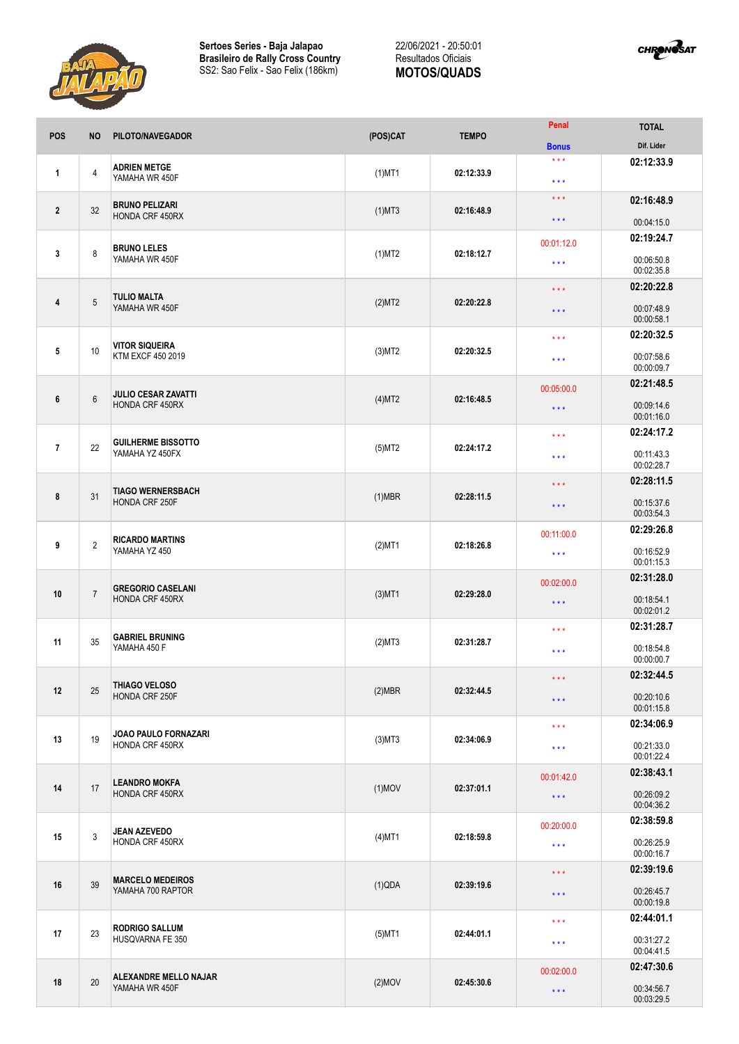**Sertoes Series - Baja Jalapao**
**Brasileiro de Rally Cross Country**
SS2: Sao Felix - Sao Felix (186km)

22/06/2021 - 20:50:01
Resultados Oficiais
**MOTOS/QUADS**

| POS | NO | PILOTO/NAVEGADOR | (POS)CAT | TEMPO | Penal / Bonus | TOTAL / Dif. Lider |
|---|---|---|---|---|---|---|
| 1 | 4 | **ADRIEN METGE** YAMAHA WR 450F | (1)MT1 | 02:12:33.9 | \*\*\* / \*\*\* | **02:12:33.9** |
| 2 | 32 | **BRUNO PELIZARI** HONDA CRF 450RX | (1)MT3 | 02:16:48.9 | \*\*\* / \*\*\* | **02:16:48.9** 00:04:15.0 |
| 3 | 8 | **BRUNO LELES** YAMAHA WR 450F | (1)MT2 | 02:18:12.7 | 00:01:12.0 / \*\*\* | **02:19:24.7** 00:06:50.8 00:02:35.8 |
| 4 | 5 | **TULIO MALTA** YAMAHA WR 450F | (2)MT2 | 02:20:22.8 | \*\*\* / \*\*\* | **02:20:22.8** 00:07:48.9 00:00:58.1 |
| 5 | 10 | **VITOR SIQUEIRA** KTM EXCF 450 2019 | (3)MT2 | 02:20:32.5 | \*\*\* / \*\*\* | **02:20:32.5** 00:07:58.6 00:00:09.7 |
| 6 | 6 | **JULIO CESAR ZAVATTI** HONDA CRF 450RX | (4)MT2 | 02:16:48.5 | 00:05:00.0 / \*\*\* | **02:21:48.5** 00:09:14.6 00:01:16.0 |
| 7 | 22 | **GUILHERME BISSOTTO** YAMAHA YZ 450FX | (5)MT2 | 02:24:17.2 | \*\*\* / \*\*\* | **02:24:17.2** 00:11:43.3 00:02:28.7 |
| 8 | 31 | **TIAGO WERNERSBACH** HONDA CRF 250F | (1)MBR | 02:28:11.5 | \*\*\* / \*\*\* | **02:28:11.5** 00:15:37.6 00:03:54.3 |
| 9 | 2 | **RICARDO MARTINS** YAMAHA YZ 450 | (2)MT1 | 02:18:26.8 | 00:11:00.0 / \*\*\* | **02:29:26.8** 00:16:52.9 00:01:15.3 |
| 10 | 7 | **GREGORIO CASELANI** HONDA CRF 450RX | (3)MT1 | 02:29:28.0 | 00:02:00.0 / \*\*\* | **02:31:28.0** 00:18:54.1 00:02:01.2 |
| 11 | 35 | **GABRIEL BRUNING** YAMAHA 450 F | (2)MT3 | 02:31:28.7 | \*\*\* / \*\*\* | **02:31:28.7** 00:18:54.8 00:00:00.7 |
| 12 | 25 | **THIAGO VELOSO** HONDA CRF 250F | (2)MBR | 02:32:44.5 | \*\*\* / \*\*\* | **02:32:44.5** 00:20:10.6 00:01:15.8 |
| 13 | 19 | **JOAO PAULO FORNAZARI** HONDA CRF 450RX | (3)MT3 | 02:34:06.9 | \*\*\* / \*\*\* | **02:34:06.9** 00:21:33.0 00:01:22.4 |
| 14 | 17 | **LEANDRO MOKFA** HONDA CRF 450RX | (1)MOV | 02:37:01.1 | 00:01:42.0 / \*\*\* | **02:38:43.1** 00:26:09.2 00:04:36.2 |
| 15 | 3 | **JEAN AZEVEDO** HONDA CRF 450RX | (4)MT1 | 02:18:59.8 | 00:20:00.0 / \*\*\* | **02:38:59.8** 00:26:25.9 00:00:16.7 |
| 16 | 39 | **MARCELO MEDEIROS** YAMAHA 700 RAPTOR | (1)QDA | 02:39:19.6 | \*\*\* / \*\*\* | **02:39:19.6** 00:26:45.7 00:00:19.8 |
| 17 | 23 | **RODRIGO SALLUM** HUSQVARNA FE 350 | (5)MT1 | 02:44:01.1 | \*\*\* / \*\*\* | **02:44:01.1** 00:31:27.2 00:04:41.5 |
| 18 | 20 | **ALEXANDRE MELLO NAJAR** YAMAHA WR 450F | (2)MOV | 02:45:30.6 | 00:02:00.0 / \*\*\* | **02:47:30.6** 00:34:56.7 00:03:29.5 |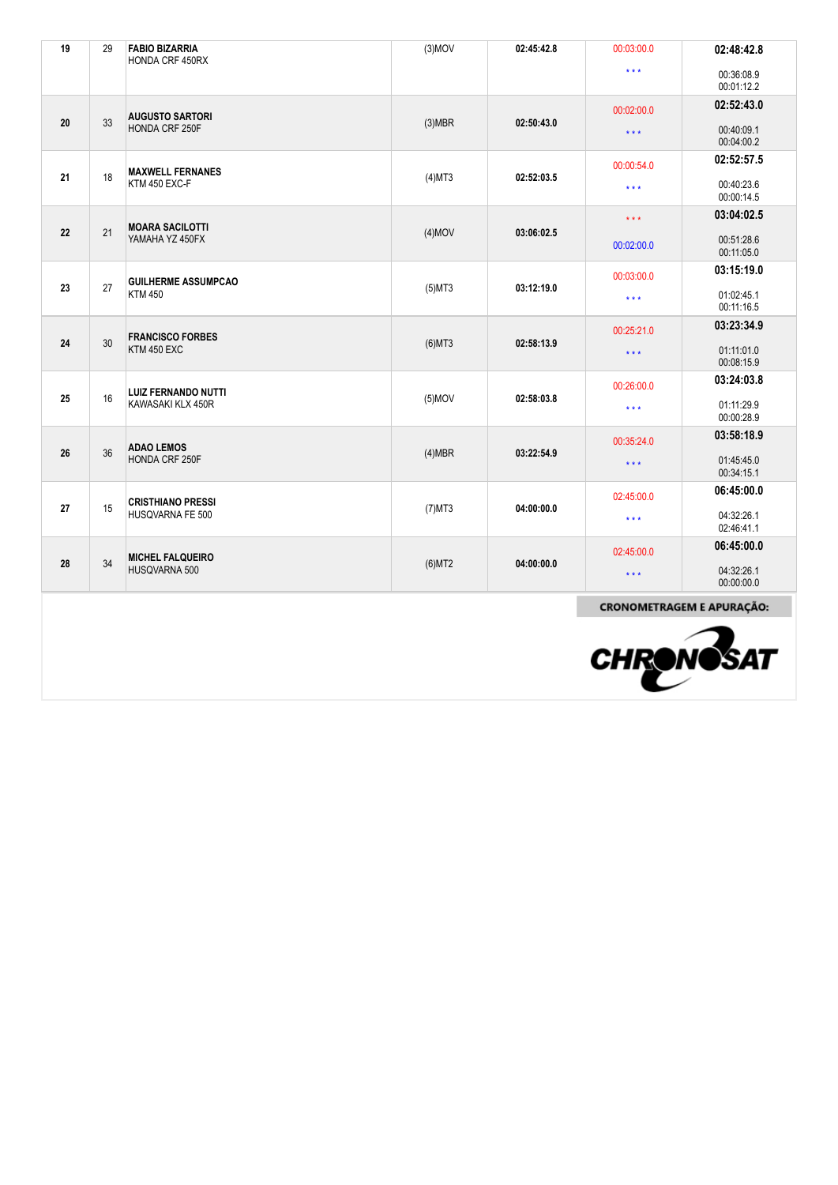| | | | | | | |
|---|---|---|---|---|---|---|
| 19 | 29 | **FABIO BIZARRIA** HONDA CRF 450RX | (3)MOV | **02:45:42.8** | 00:03:00.0 *** | **02:48:42.8** 00:36:08.9 00:01:12.2 |
| 20 | 33 | **AUGUSTO SARTORI** HONDA CRF 250F | (3)MBR | **02:50:43.0** | 00:02:00.0 *** | **02:52:43.0** 00:40:09.1 00:04:00.2 |
| 21 | 18 | **MAXWELL FERNANES** KTM 450 EXC-F | (4)MT3 | **02:52:03.5** | 00:00:54.0 *** | **02:52:57.5** 00:40:23.6 00:00:14.5 |
| 22 | 21 | **MOARA SACILOTTI** YAMAHA YZ 450FX | (4)MOV | **03:06:02.5** | *** 00:02:00.0 | **03:04:02.5** 00:51:28.6 00:11:05.0 |
| 23 | 27 | **GUILHERME ASSUMPCAO** KTM 450 | (5)MT3 | **03:12:19.0** | 00:03:00.0 *** | **03:15:19.0** 01:02:45.1 00:11:16.5 |
| 24 | 30 | **FRANCISCO FORBES** KTM 450 EXC | (6)MT3 | **02:58:13.9** | 00:25:21.0 *** | **03:23:34.9** 01:11:01.0 00:08:15.9 |
| 25 | 16 | **LUIZ FERNANDO NUTTI** KAWASAKI KLX 450R | (5)MOV | **02:58:03.8** | 00:26:00.0 *** | **03:24:03.8** 01:11:29.9 00:00:28.9 |
| 26 | 36 | **ADAO LEMOS** HONDA CRF 250F | (4)MBR | **03:22:54.9** | 00:35:24.0 *** | **03:58:18.9** 01:45:45.0 00:34:15.1 |
| 27 | 15 | **CRISTHIANO PRESSI** HUSQVARNA FE 500 | (7)MT3 | **04:00:00.0** | 02:45:00.0 *** | **06:45:00.0** 04:32:26.1 02:46:41.1 |
| 28 | 34 | **MICHEL FALQUEIRO** HUSQVARNA 500 | (6)MT2 | **04:00:00.0** | 02:45:00.0 *** | **06:45:00.0** 04:32:26.1 00:00:00.0 |

CRONOMETRAGEM E APURAÇÃO:

CHRONOSAT